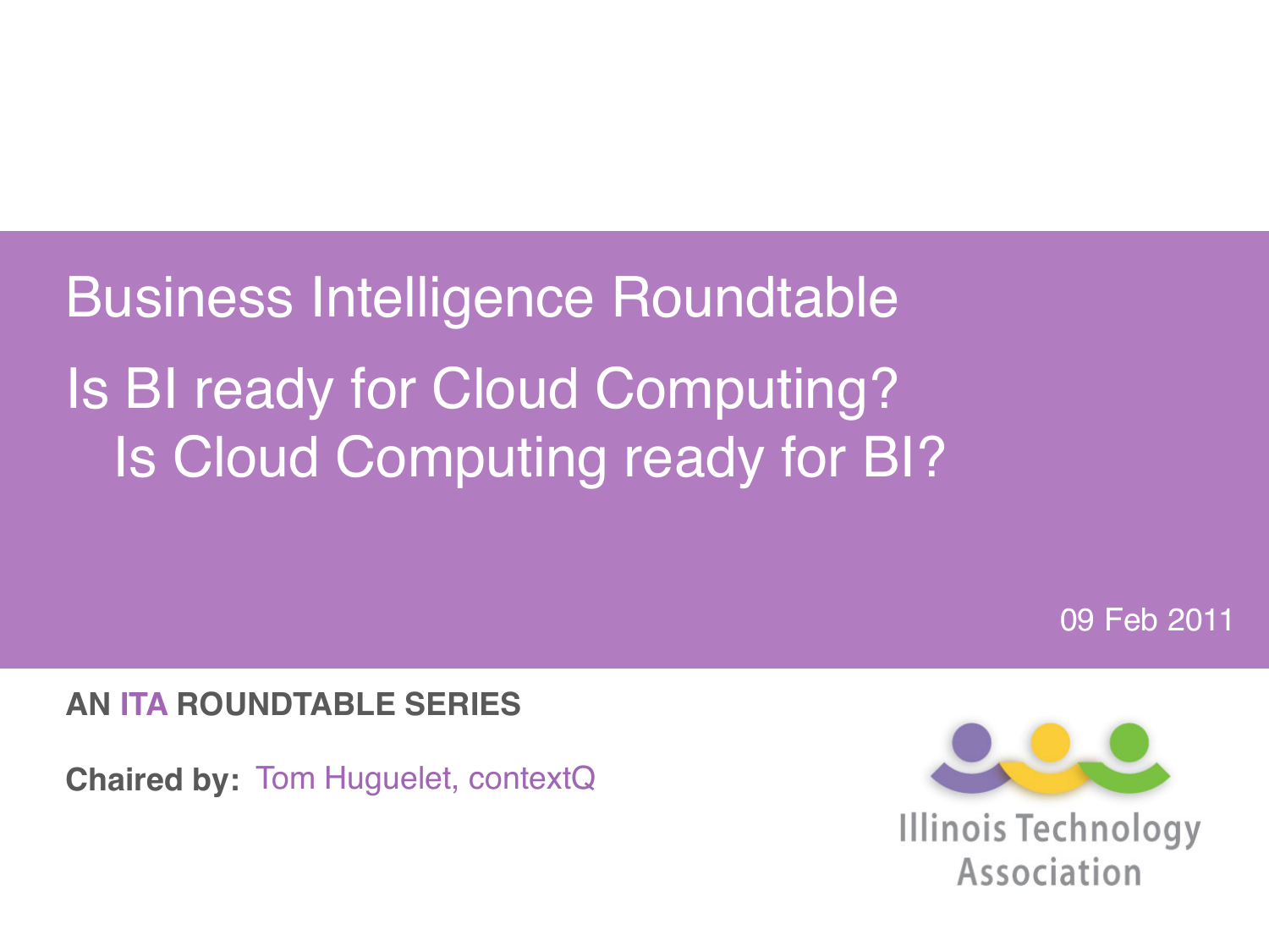# Business Intelligence Roundtable

## Is BI ready for Cloud Computing? Is Cloud Computing ready for BI?

09 Feb 2011

**AN ITA ROUNDTABLE SERIES**

**Chaired by:** Tom Huguelet, contextQ

Illinois Technology Association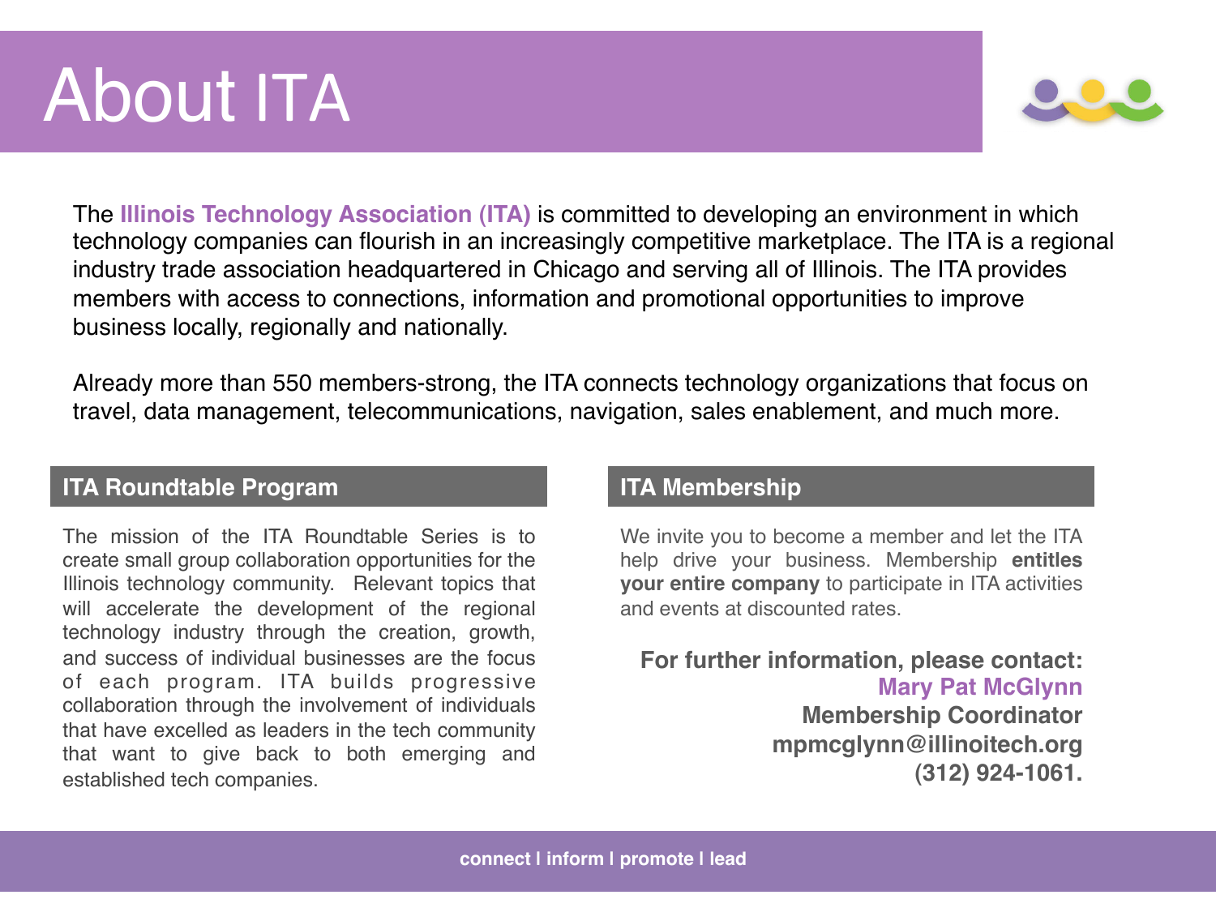# About ITA

The **Illinois Technology Association (ITA)** is committed to developing an environment in which technology companies can flourish in an increasingly competitive marketplace. The ITA is a regional industry trade association headquartered in Chicago and serving all of Illinois. The ITA provides members with access to connections, information and promotional opportunities to improve business locally, regionally and nationally.

Already more than 550 members-strong, the ITA connects technology organizations that focus on travel, data management, telecommunications, navigation, sales enablement, and much more.

## ITA Roundtable Program

The mission of the ITA Roundtable Series is to create small group collaboration opportunities for the Illinois technology community. Relevant topics that will accelerate the development of the regional technology industry through the creation, growth, and success of individual businesses are the focus of each program. ITA builds progressive collaboration through the involvement of individuals that have excelled as leaders in the tech community that want to give back to both emerging and established tech companies.

## ITA Membership

We invite you to become a member and let the ITA help drive your business. Membership **entitles your entire company** to participate in ITA activities and events at discounted rates.

**For further information, please contact:**
**Mary Pat McGlynn**
**Membership Coordinator**
**mpmcglynn@illinoitech.org**
**(312) 924-1061.**

**connect | inform | promote | lead**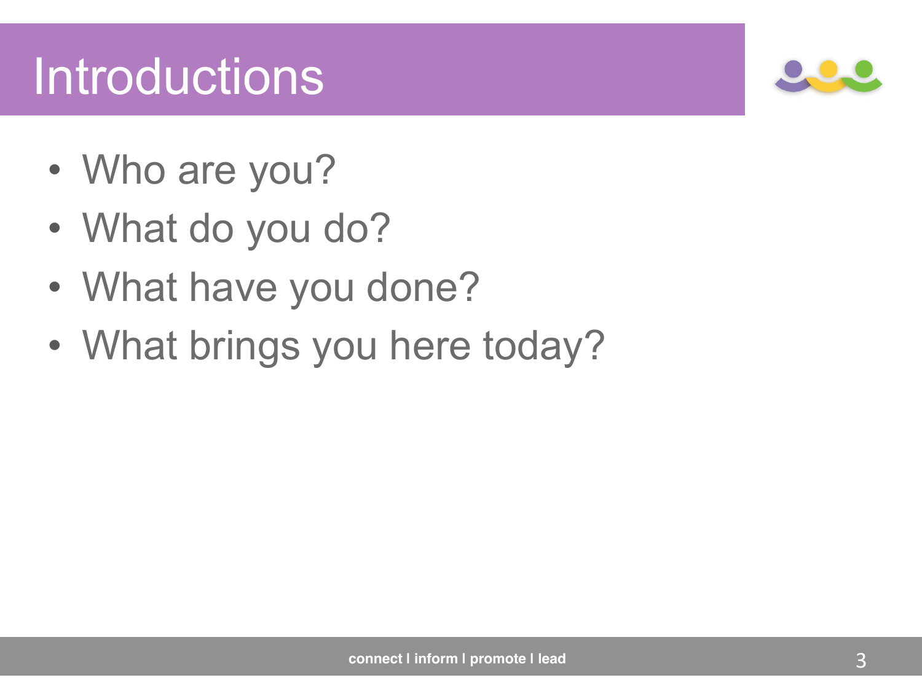# Introductions

- Who are you?
- What do you do?
- What have you done?
- What brings you here today?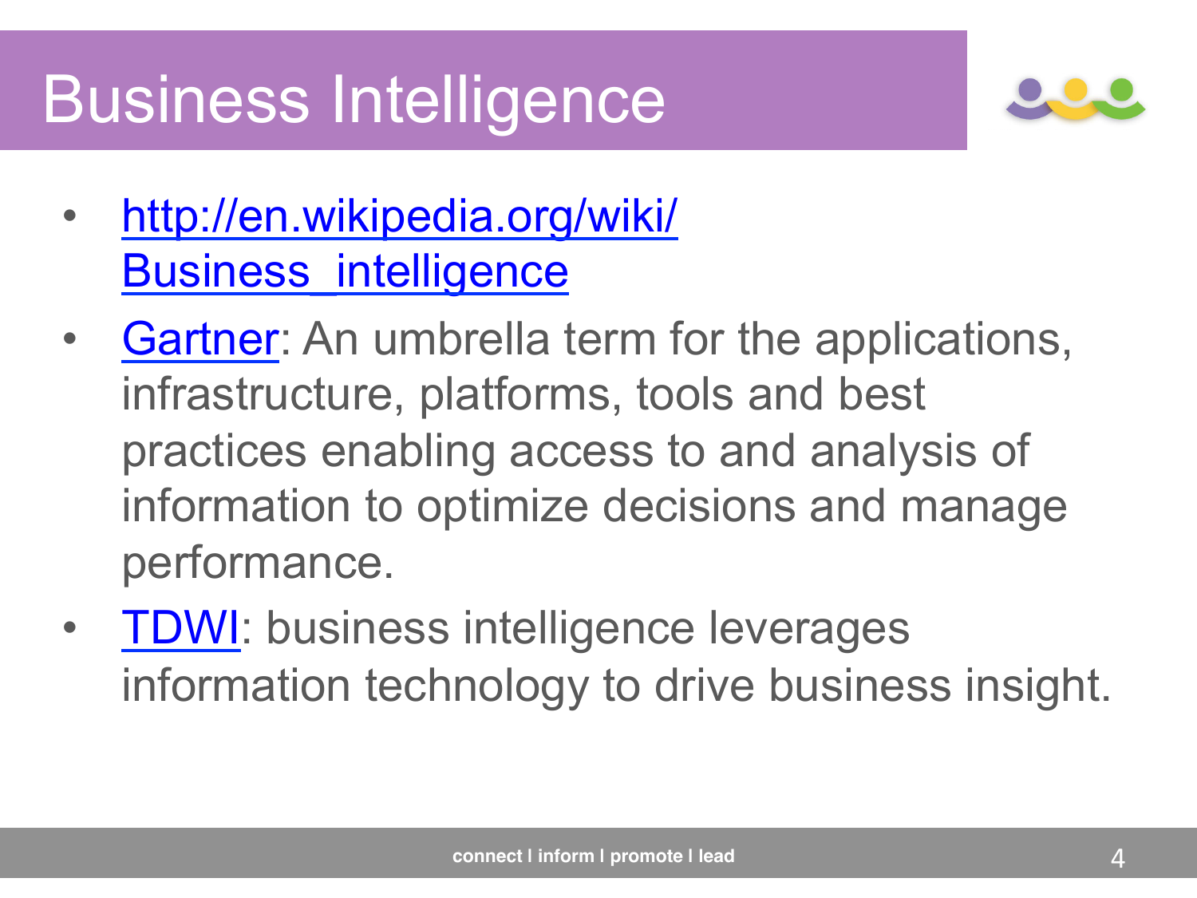# Business Intelligence

- http://en.wikipedia.org/wiki/Business_intelligence
- Gartner: An umbrella term for the applications, infrastructure, platforms, tools and best practices enabling access to and analysis of information to optimize decisions and manage performance.
- TDWI: business intelligence leverages information technology to drive business insight.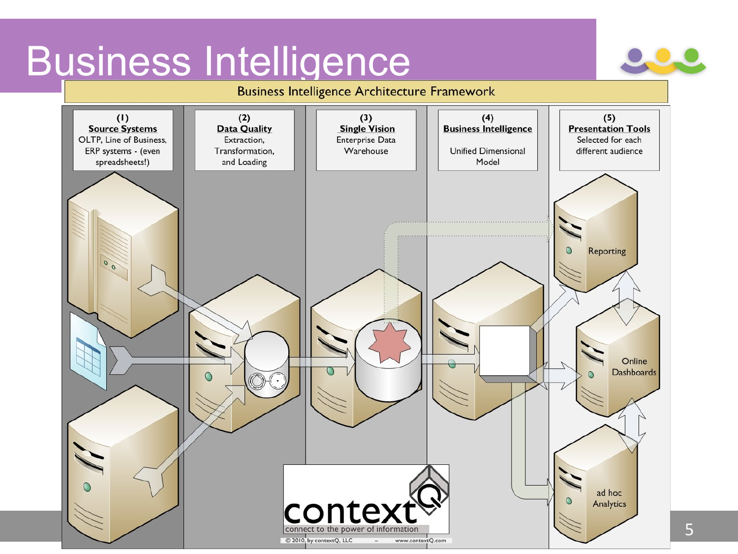# Business Intelligence

Business Intelligence Architecture Framework

| (1) **Source Systems** | (2) **Data Quality** | (3) **Single Vision** | (4) **Business Intelligence** | (5) **Presentation Tools** |
| --- | --- | --- | --- | --- |
| OLTP, Line of Business, ERP systems - (even spreadsheets!) | Extraction, Transformation, and Loading | Enterprise Data Warehouse | Unified Dimensional Model | Selected for each different audience |

Reporting

Online Dashboards

ad hoc Analytics

contextQ
connect to the power of information
© 2010, by contextQ, LLC – www.contextQ.com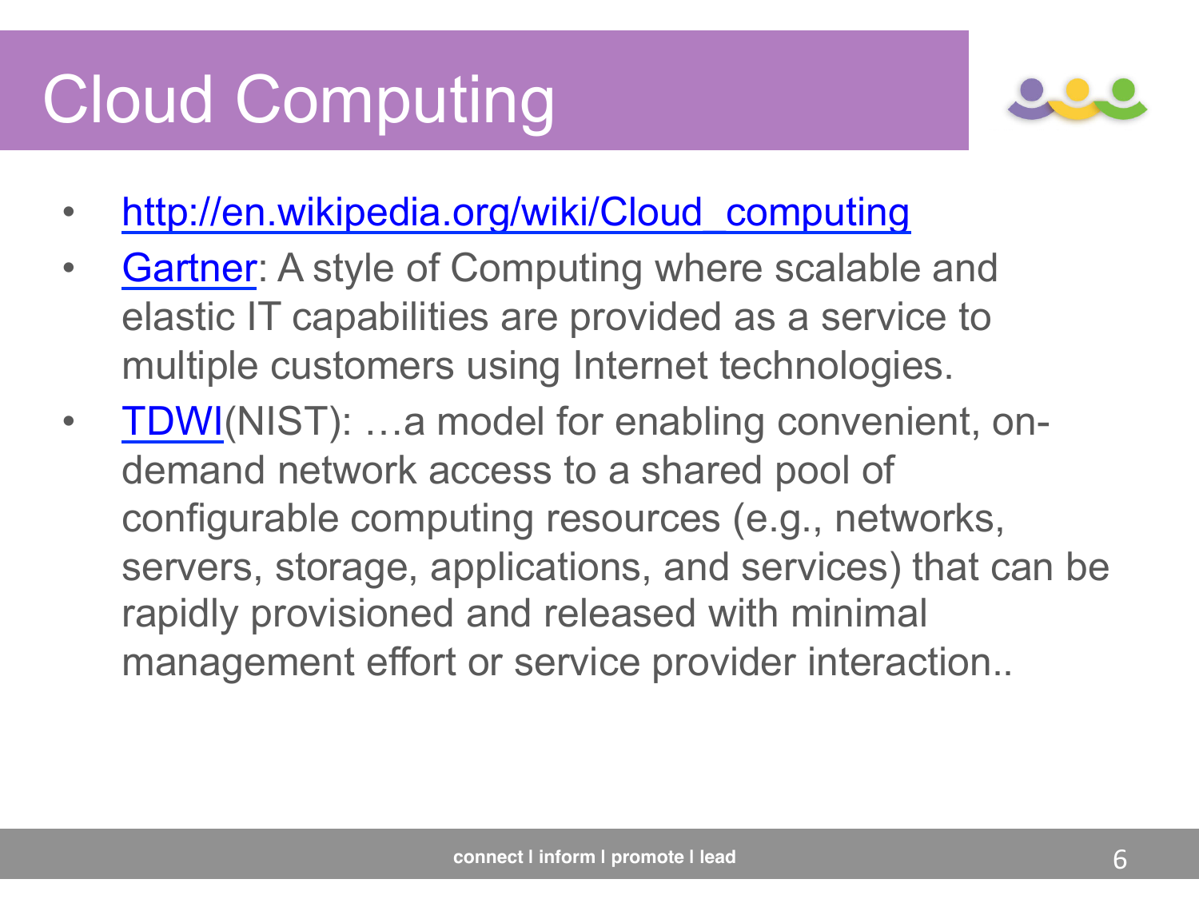# Cloud Computing

- http://en.wikipedia.org/wiki/Cloud_computing
- Gartner: A style of Computing where scalable and elastic IT capabilities are provided as a service to multiple customers using Internet technologies.
- TDWI(NIST): …a model for enabling convenient, on-demand network access to a shared pool of configurable computing resources (e.g., networks, servers, storage, applications, and services) that can be rapidly provisioned and released with minimal management effort or service provider interaction..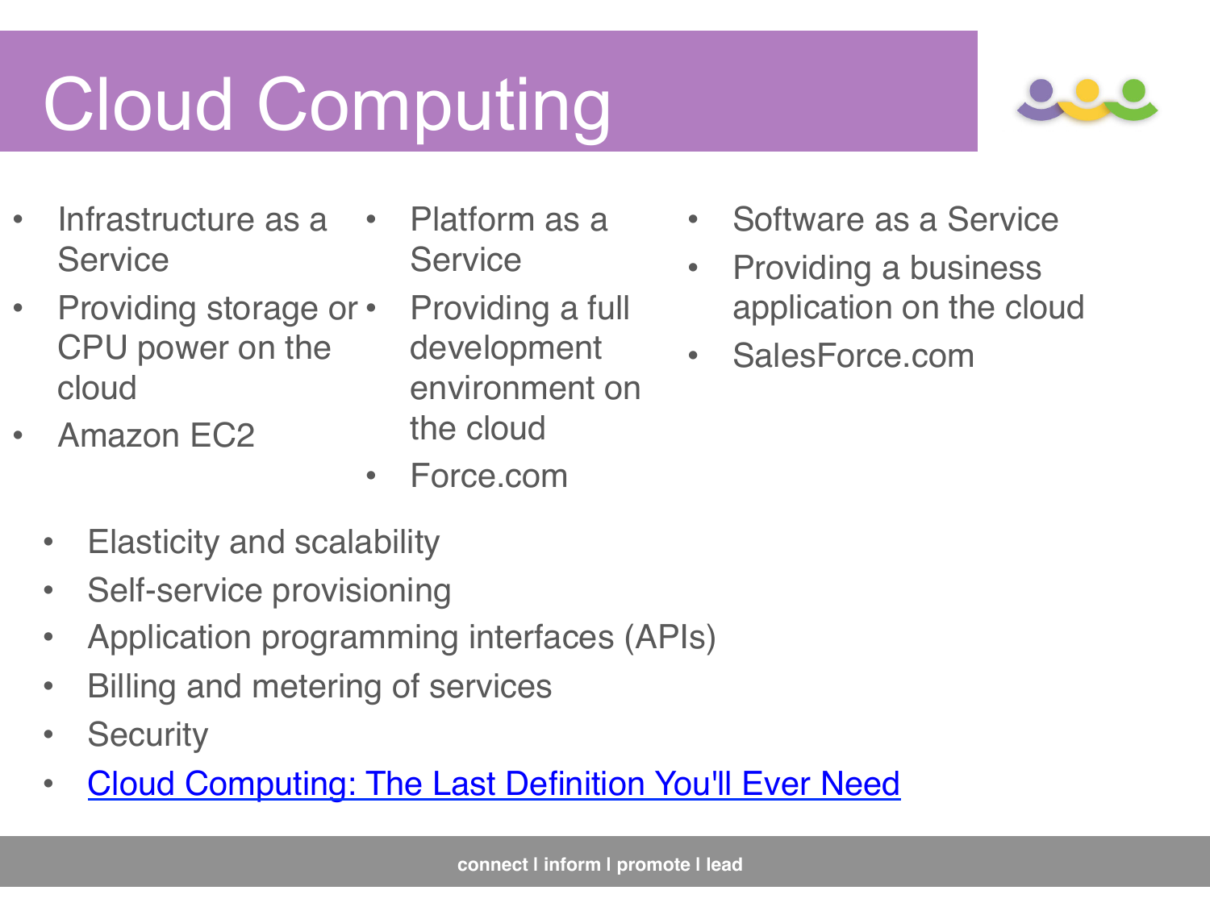# Cloud Computing

- Infrastructure as a Service
- Providing storage or CPU power on the cloud
- Amazon EC2

- Platform as a Service
- Providing a full development environment on the cloud
- Force.com

- Software as a Service
- Providing a business application on the cloud
- SalesForce.com

- Elasticity and scalability
- Self-service provisioning
- Application programming interfaces (APIs)
- Billing and metering of services
- Security
- Cloud Computing: The Last Definition You'll Ever Need

connect l inform l promote l lead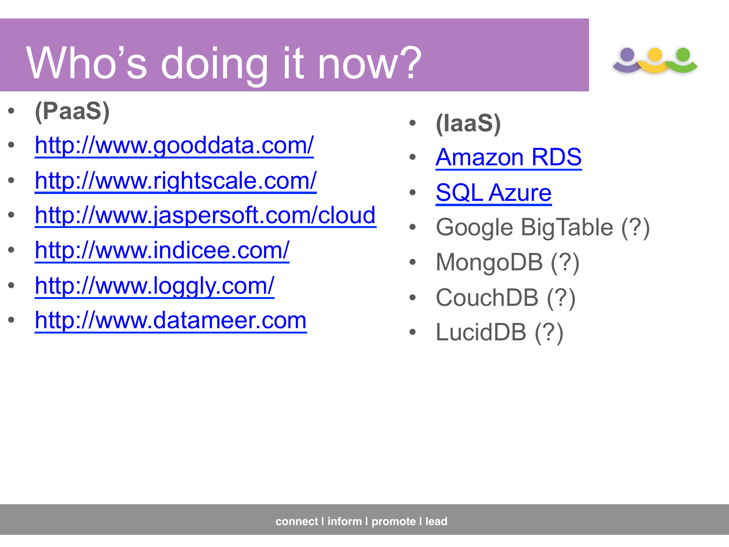# Who's doing it now?

- **(PaaS)**
- http://www.gooddata.com/
- http://www.rightscale.com/
- http://www.jaspersoft.com/cloud
- http://www.indicee.com/
- http://www.loggly.com/
- http://www.datameer.com

- **(IaaS)**
- Amazon RDS
- SQL Azure
- Google BigTable (?)
- MongoDB (?)
- CouchDB (?)
- LucidDB (?)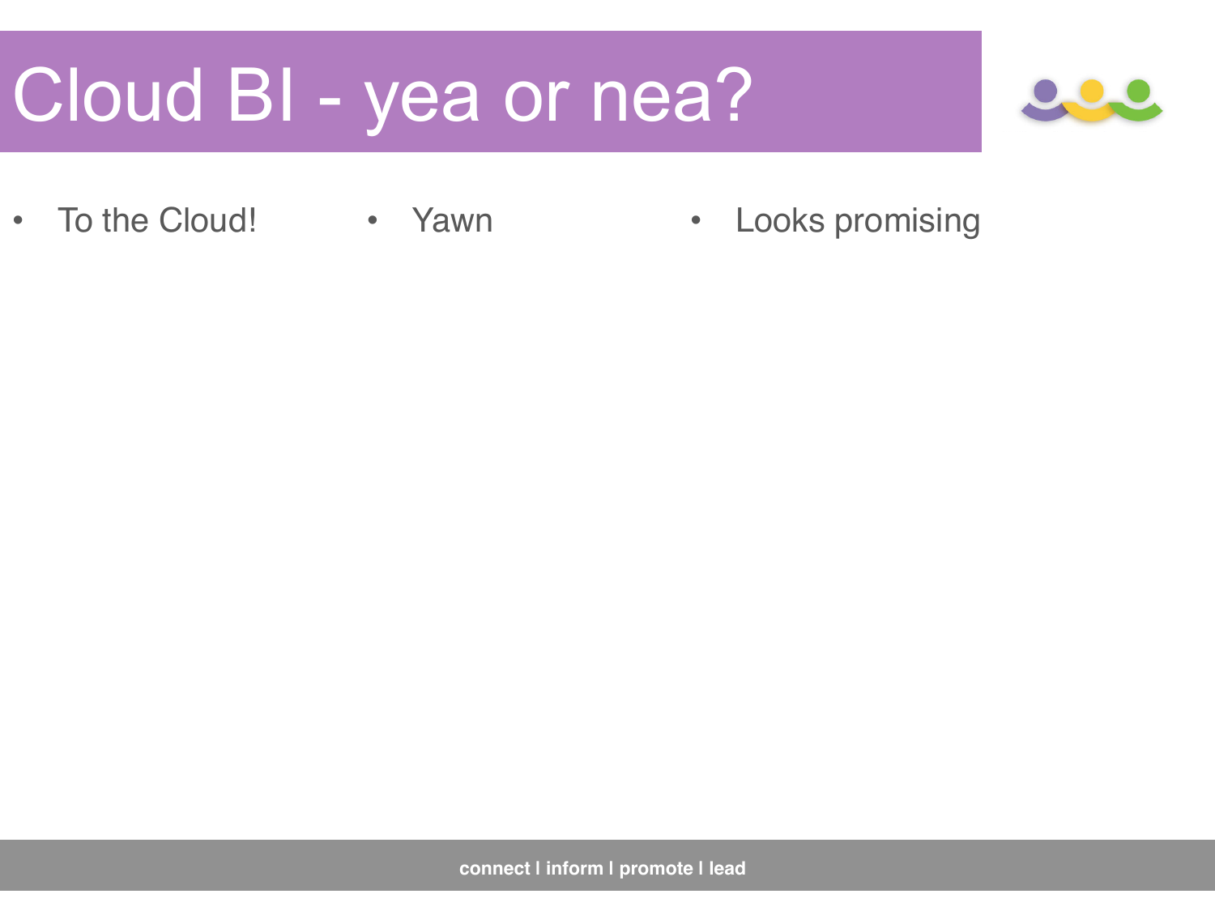# Cloud BI - yea or nea?

- To the Cloud!
- Yawn
- Looks promising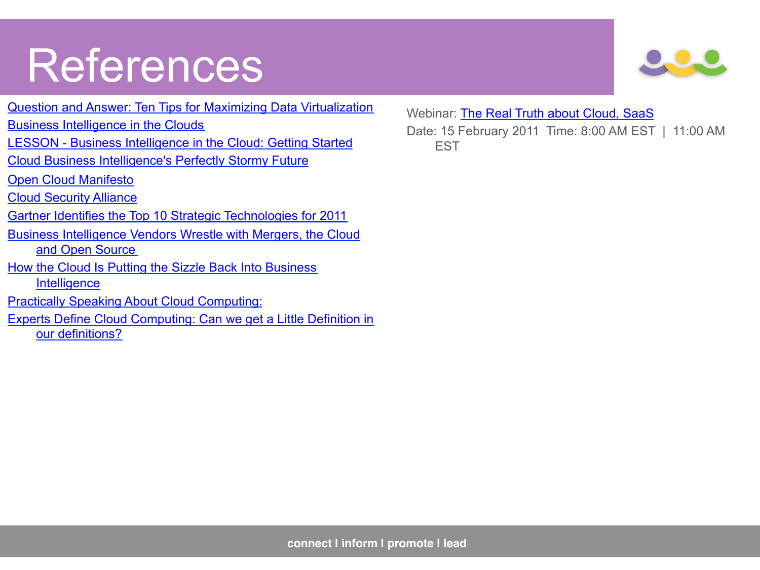# References

- Question and Answer: Ten Tips for Maximizing Data Virtualization
- Business Intelligence in the Clouds
- LESSON - Business Intelligence in the Cloud: Getting Started
- Cloud Business Intelligence's Perfectly Stormy Future
- Open Cloud Manifesto
- Cloud Security Alliance
- Gartner Identifies the Top 10 Strategic Technologies for 2011
- Business Intelligence Vendors Wrestle with Mergers, the Cloud and Open Source
- How the Cloud Is Putting the Sizzle Back Into Business Intelligence
- Practically Speaking About Cloud Computing:
- Experts Define Cloud Computing: Can we get a Little Definition in our definitions?

Webinar: The Real Truth about Cloud, SaaS

Date: 15 February 2011 Time: 8:00 AM EST | 11:00 AM EST

connect l inform l promote l lead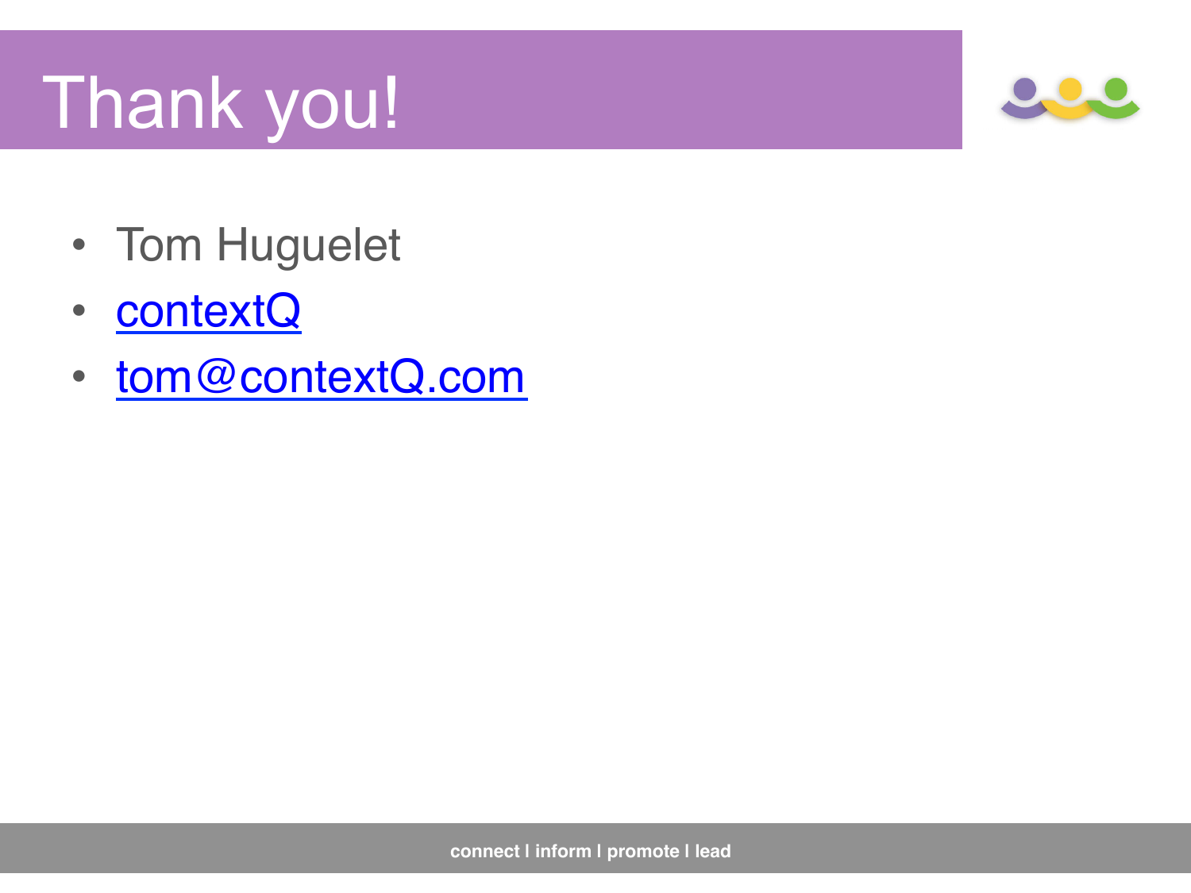# Thank you!

- Tom Huguelet
- contextQ
- tom@contextQ.com

connect l inform l promote l lead